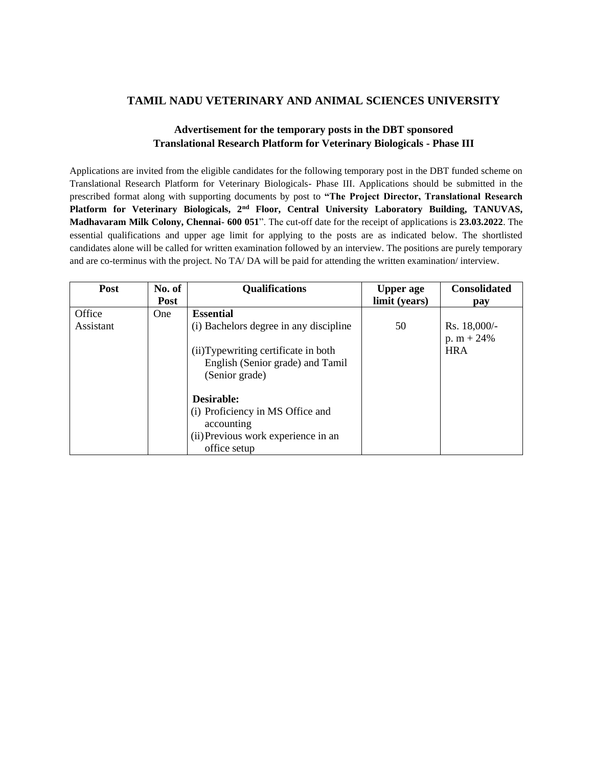## TAMIL NADU VETERINARY AND ANIMAL SCIENCES UNIVERSITY

### Advertisement for the temporary posts in the DBT sponsored Translational Research Platform for Veterinary Biologicals - Phase III

Applications are invited from the eligible candidates for the following temporary post in the DBT funded scheme on Translational Research Platform for Veterinary Biologicals- Phase III. Applications should be submitted in the prescribed format along with supporting documents by post to **"The Project Director, Translational Research Platform for Veterinary Biologicals, 2nd Floor, Central University Laboratory Building, TANUVAS, Madhavaram Milk Colony, Chennai- 600 051**". The cut-off date for the receipt of applications is **23.03.2022**. The essential qualifications and upper age limit for applying to the posts are as indicated below. The shortlisted candidates alone will be called for written examination followed by an interview. The positions are purely temporary and are co-terminus with the project. No TA/ DA will be paid for attending the written examination/ interview.

| Post | No. of Post | Qualifications | Upper age limit (years) | Consolidated pay |
|---|---|---|---|---|
| Office Assistant | One | **Essential**<br>(i) Bachelors degree in any discipline<br><br>(ii)Typewriting certificate in both English (Senior grade) and Tamil (Senior grade)<br><br>**Desirable:**<br>(i) Proficiency in MS Office and accounting<br>(ii) Previous work experience in an office setup | 50 | Rs. 18,000/- p. m + 24% HRA |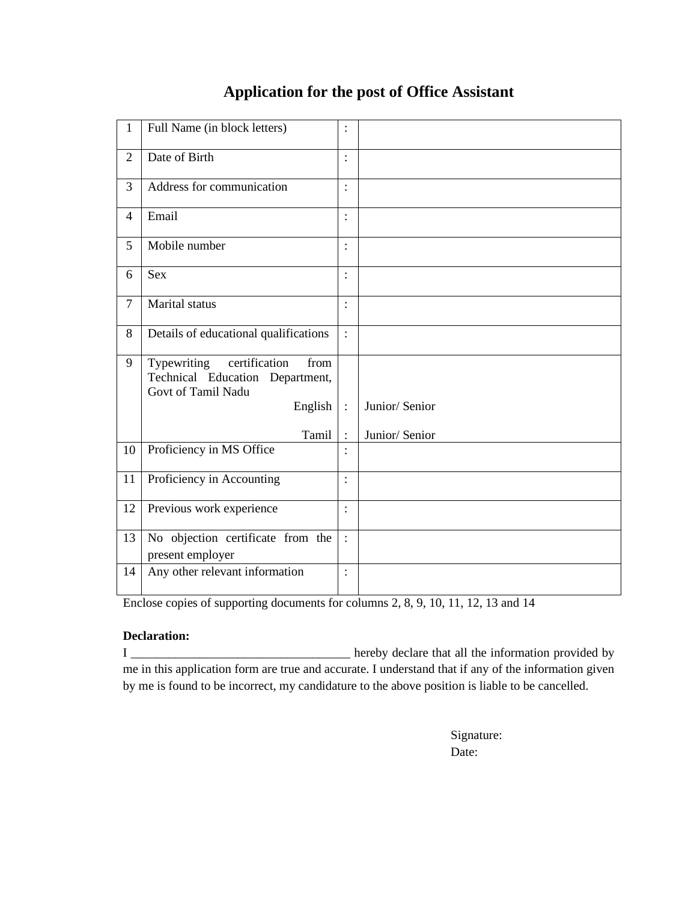# Application for the post of Office Assistant

| | | | |
|---|---|---|---|
| 1 | Full Name (in block letters) | : | |
| 2 | Date of Birth | : | |
| 3 | Address for communication | : | |
| 4 | Email | : | |
| 5 | Mobile number | : | |
| 6 | Sex | : | |
| 7 | Marital status | : | |
| 8 | Details of educational qualifications | : | |
| 9 | Typewriting certification from Technical Education Department, Govt of Tamil Nadu | | |
| | English | : | Junior/ Senior |
| | Tamil | : | Junior/ Senior |
| 10 | Proficiency in MS Office | : | |
| 11 | Proficiency in Accounting | : | |
| 12 | Previous work experience | : | |
| 13 | No objection certificate from the present employer | : | |
| 14 | Any other relevant information | : | |

Enclose copies of supporting documents for columns 2, 8, 9, 10, 11, 12, 13 and 14

**Declaration:**

I ___________________________________ hereby declare that all the information provided by me in this application form are true and accurate. I understand that if any of the information given by me is found to be incorrect, my candidature to the above position is liable to be cancelled.

Signature:

Date: